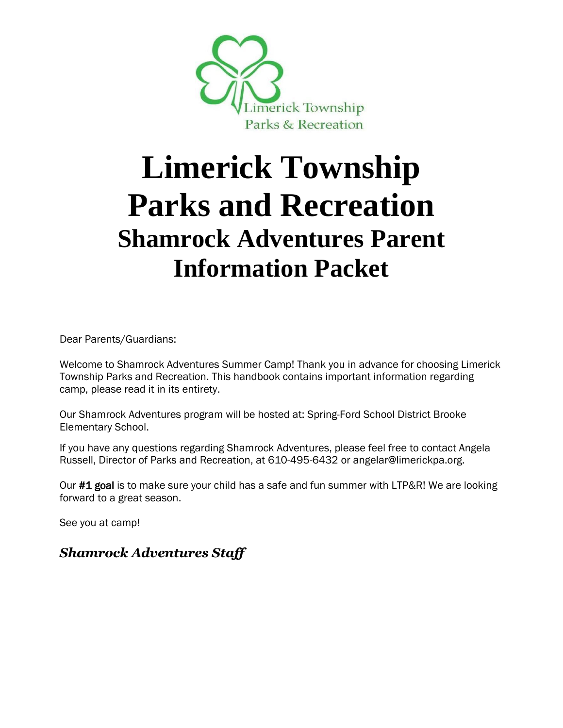# Limerick Township Parks and Recreation

## Shamrock Adventures Parent Information Packet

Dear Parents/Guardians:

Welcome to Shamrock Adventures Summer Camp! Thank you in advance for choosing Limerick Township Parks and Recreation. This handbook contains important information regarding camp, please read it in its entirety.

Our Shamrock Adventures program will be hosted at: Spring-Ford School District Brooke Elementary School.

If you have any questions regarding Shamrock Adventures, please feel free to contact Angela Russell, Director of Parks and Recreation, at 610-495-6432 or angelar@limerickpa.org.

Our **#1 goal** is to make sure your child has a safe and fun summer with LTP&R! We are looking forward to a great season.

See you at camp!

***Shamrock Adventures Staff***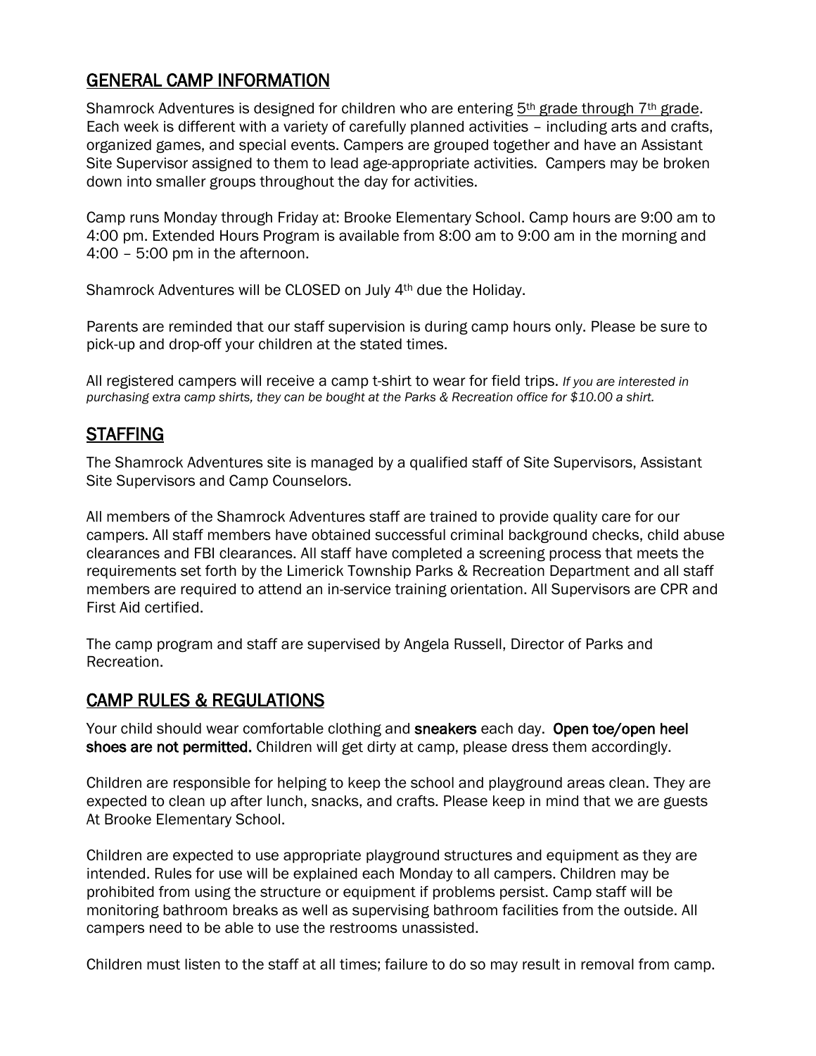## GENERAL CAMP INFORMATION

Shamrock Adventures is designed for children who are entering 5th grade through 7th grade. Each week is different with a variety of carefully planned activities – including arts and crafts, organized games, and special events. Campers are grouped together and have an Assistant Site Supervisor assigned to them to lead age-appropriate activities. Campers may be broken down into smaller groups throughout the day for activities.

Camp runs Monday through Friday at: Brooke Elementary School. Camp hours are 9:00 am to 4:00 pm. Extended Hours Program is available from 8:00 am to 9:00 am in the morning and 4:00 – 5:00 pm in the afternoon.

Shamrock Adventures will be CLOSED on July 4th due the Holiday.

Parents are reminded that our staff supervision is during camp hours only. Please be sure to pick-up and drop-off your children at the stated times.

All registered campers will receive a camp t-shirt to wear for field trips. *If you are interested in purchasing extra camp shirts, they can be bought at the Parks & Recreation office for $10.00 a shirt.*

## STAFFING

The Shamrock Adventures site is managed by a qualified staff of Site Supervisors, Assistant Site Supervisors and Camp Counselors.

All members of the Shamrock Adventures staff are trained to provide quality care for our campers. All staff members have obtained successful criminal background checks, child abuse clearances and FBI clearances. All staff have completed a screening process that meets the requirements set forth by the Limerick Township Parks & Recreation Department and all staff members are required to attend an in-service training orientation. All Supervisors are CPR and First Aid certified.

The camp program and staff are supervised by Angela Russell, Director of Parks and Recreation.

## CAMP RULES & REGULATIONS

Your child should wear comfortable clothing and **sneakers** each day. **Open toe/open heel shoes are not permitted.** Children will get dirty at camp, please dress them accordingly.

Children are responsible for helping to keep the school and playground areas clean. They are expected to clean up after lunch, snacks, and crafts. Please keep in mind that we are guests At Brooke Elementary School.

Children are expected to use appropriate playground structures and equipment as they are intended. Rules for use will be explained each Monday to all campers. Children may be prohibited from using the structure or equipment if problems persist. Camp staff will be monitoring bathroom breaks as well as supervising bathroom facilities from the outside. All campers need to be able to use the restrooms unassisted.

Children must listen to the staff at all times; failure to do so may result in removal from camp.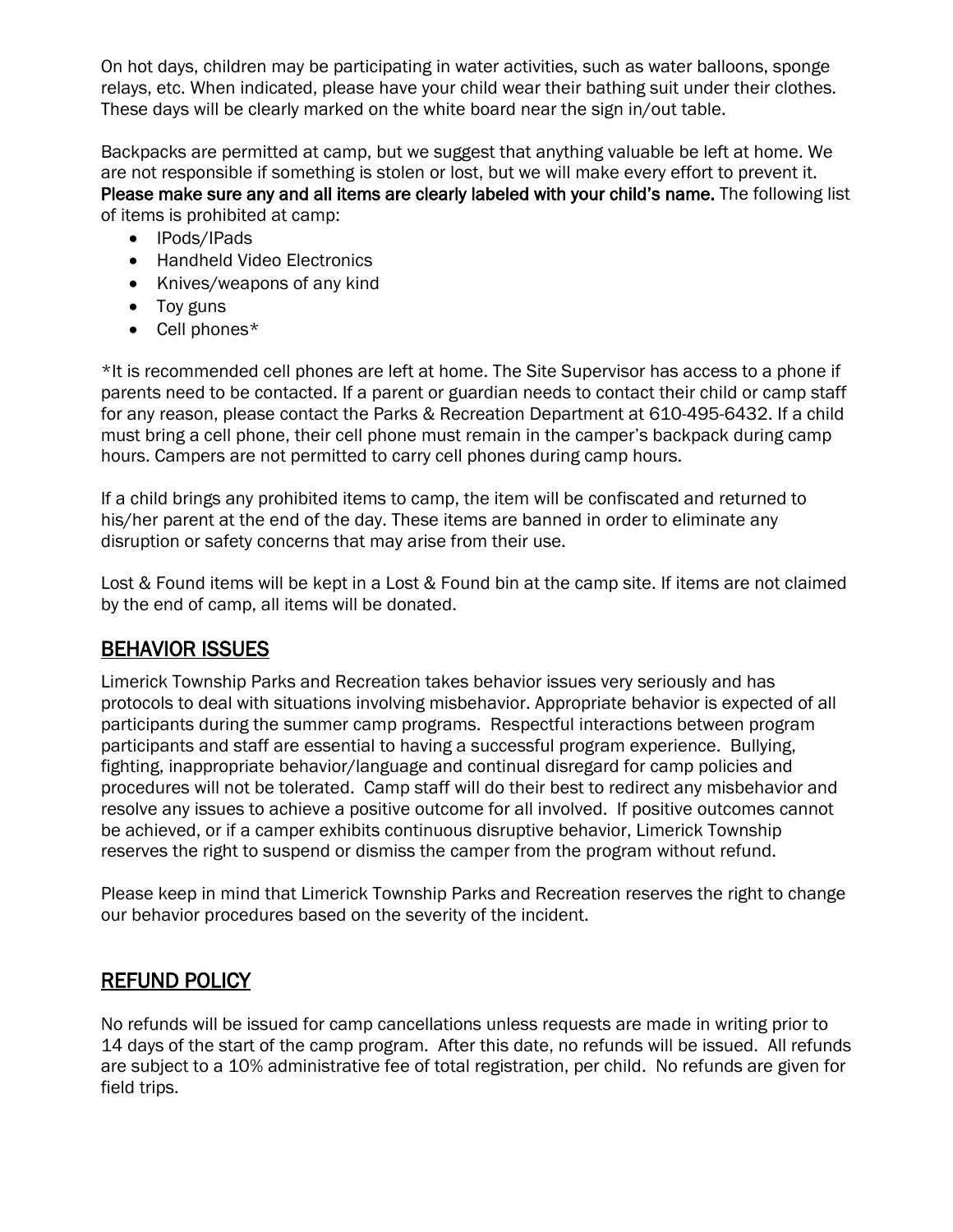On hot days, children may be participating in water activities, such as water balloons, sponge relays, etc. When indicated, please have your child wear their bathing suit under their clothes. These days will be clearly marked on the white board near the sign in/out table.

Backpacks are permitted at camp, but we suggest that anything valuable be left at home. We are not responsible if something is stolen or lost, but we will make every effort to prevent it. **Please make sure any and all items are clearly labeled with your child's name.** The following list of items is prohibited at camp:

- IPods/IPads
- Handheld Video Electronics
- Knives/weapons of any kind
- Toy guns
- Cell phones*

*It is recommended cell phones are left at home. The Site Supervisor has access to a phone if parents need to be contacted. If a parent or guardian needs to contact their child or camp staff for any reason, please contact the Parks & Recreation Department at 610-495-6432. If a child must bring a cell phone, their cell phone must remain in the camper's backpack during camp hours. Campers are not permitted to carry cell phones during camp hours.

If a child brings any prohibited items to camp, the item will be confiscated and returned to his/her parent at the end of the day. These items are banned in order to eliminate any disruption or safety concerns that may arise from their use.

Lost & Found items will be kept in a Lost & Found bin at the camp site. If items are not claimed by the end of camp, all items will be donated.

## BEHAVIOR ISSUES

Limerick Township Parks and Recreation takes behavior issues very seriously and has protocols to deal with situations involving misbehavior. Appropriate behavior is expected of all participants during the summer camp programs. Respectful interactions between program participants and staff are essential to having a successful program experience. Bullying, fighting, inappropriate behavior/language and continual disregard for camp policies and procedures will not be tolerated. Camp staff will do their best to redirect any misbehavior and resolve any issues to achieve a positive outcome for all involved. If positive outcomes cannot be achieved, or if a camper exhibits continuous disruptive behavior, Limerick Township reserves the right to suspend or dismiss the camper from the program without refund.

Please keep in mind that Limerick Township Parks and Recreation reserves the right to change our behavior procedures based on the severity of the incident.

## REFUND POLICY

No refunds will be issued for camp cancellations unless requests are made in writing prior to 14 days of the start of the camp program. After this date, no refunds will be issued. All refunds are subject to a 10% administrative fee of total registration, per child. No refunds are given for field trips.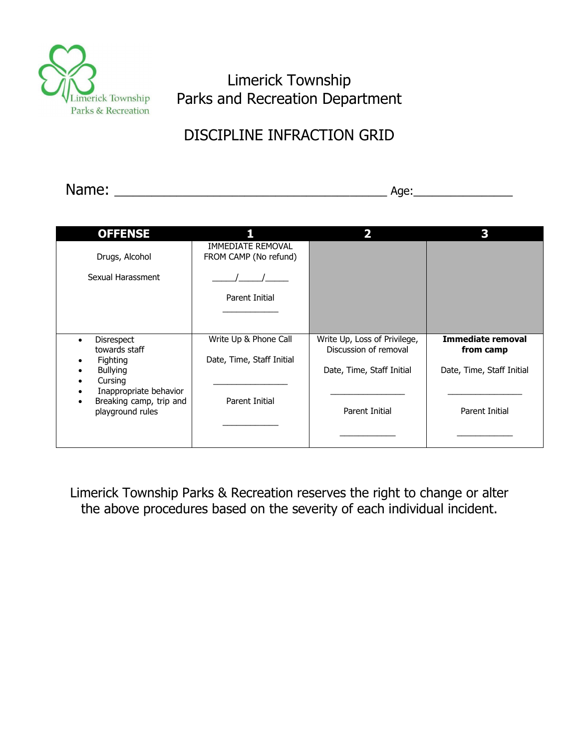Limerick Township
Parks and Recreation Department

# DISCIPLINE INFRACTION GRID

Name: ______________________________________ Age:_______________

| OFFENSE | 1 | 2 | 3 |
|---|---|---|---|
| Drugs, Alcohol<br><br>Sexual Harassment | IMMEDIATE REMOVAL FROM CAMP (No refund)<br><br>_____/_____/_____<br><br>Parent Initial<br><br>____________ | | |
| • Disrespect towards staff<br>• Fighting<br>• Bullying<br>• Cursing<br>• Inappropriate behavior<br>• Breaking camp, trip and playground rules | Write Up & Phone Call<br><br>Date, Time, Staff Initial<br><br>________________<br><br>Parent Initial<br><br>____________ | Write Up, Loss of Privilege, Discussion of removal<br><br>Date, Time, Staff Initial<br><br>________________<br><br>Parent Initial<br><br>____________ | **Immediate removal from camp**<br><br>Date, Time, Staff Initial<br><br>________________<br><br>Parent Initial<br><br>____________ |

Limerick Township Parks & Recreation reserves the right to change or alter the above procedures based on the severity of each individual incident.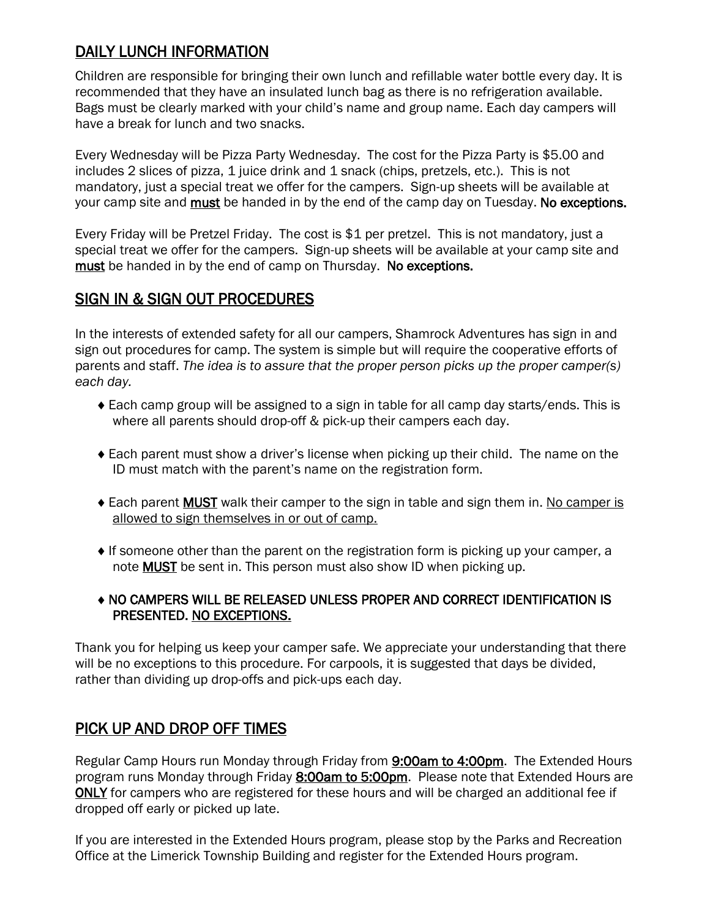## DAILY LUNCH INFORMATION

Children are responsible for bringing their own lunch and refillable water bottle every day. It is recommended that they have an insulated lunch bag as there is no refrigeration available. Bags must be clearly marked with your child's name and group name. Each day campers will have a break for lunch and two snacks.

Every Wednesday will be Pizza Party Wednesday. The cost for the Pizza Party is $5.00 and includes 2 slices of pizza, 1 juice drink and 1 snack (chips, pretzels, etc.). This is not mandatory, just a special treat we offer for the campers. Sign-up sheets will be available at your camp site and **must** be handed in by the end of the camp day on Tuesday. **No exceptions.**

Every Friday will be Pretzel Friday. The cost is $1 per pretzel. This is not mandatory, just a special treat we offer for the campers. Sign-up sheets will be available at your camp site and **must** be handed in by the end of camp on Thursday. **No exceptions.**

## SIGN IN & SIGN OUT PROCEDURES

In the interests of extended safety for all our campers, Shamrock Adventures has sign in and sign out procedures for camp. The system is simple but will require the cooperative efforts of parents and staff. *The idea is to assure that the proper person picks up the proper camper(s) each day.*

- Each camp group will be assigned to a sign in table for all camp day starts/ends. This is where all parents should drop-off & pick-up their campers each day.
- Each parent must show a driver's license when picking up their child. The name on the ID must match with the parent's name on the registration form.
- Each parent **MUST** walk their camper to the sign in table and sign them in. No camper is allowed to sign themselves in or out of camp.
- If someone other than the parent on the registration form is picking up your camper, a note **MUST** be sent in. This person must also show ID when picking up.
- **NO CAMPERS WILL BE RELEASED UNLESS PROPER AND CORRECT IDENTIFICATION IS PRESENTED. NO EXCEPTIONS.**

Thank you for helping us keep your camper safe. We appreciate your understanding that there will be no exceptions to this procedure. For carpools, it is suggested that days be divided, rather than dividing up drop-offs and pick-ups each day.

## PICK UP AND DROP OFF TIMES

Regular Camp Hours run Monday through Friday from **9:00am to 4:00pm**. The Extended Hours program runs Monday through Friday **8:00am to 5:00pm**. Please note that Extended Hours are **ONLY** for campers who are registered for these hours and will be charged an additional fee if dropped off early or picked up late.

If you are interested in the Extended Hours program, please stop by the Parks and Recreation Office at the Limerick Township Building and register for the Extended Hours program.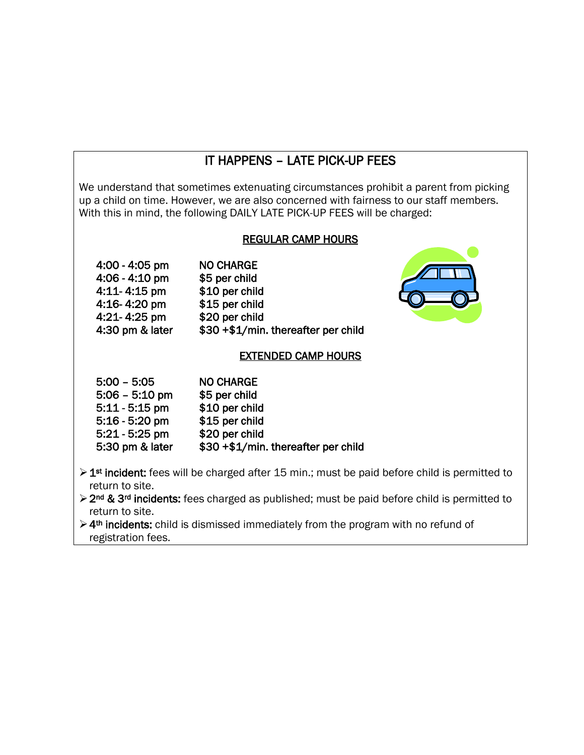## IT HAPPENS – LATE PICK-UP FEES

We understand that sometimes extenuating circumstances prohibit a parent from picking up a child on time. However, we are also concerned with fairness to our staff members. With this in mind, the following DAILY LATE PICK-UP FEES will be charged:

### REGULAR CAMP HOURS

| Time | Fee |
|---|---|
| 4:00 - 4:05 pm | NO CHARGE |
| 4:06 - 4:10 pm | $5 per child |
| 4:11- 4:15 pm | $10 per child |
| 4:16- 4:20 pm | $15 per child |
| 4:21- 4:25 pm | $20 per child |
| 4:30 pm & later | $30 +$1/min. thereafter per child |

### EXTENDED CAMP HOURS

| Time | Fee |
|---|---|
| 5:00 – 5:05 | NO CHARGE |
| 5:06 – 5:10 pm | $5 per child |
| 5:11 - 5:15 pm | $10 per child |
| 5:16 - 5:20 pm | $15 per child |
| 5:21 - 5:25 pm | $20 per child |
| 5:30 pm & later | $30 +$1/min. thereafter per child |

- **1st incident:** fees will be charged after 15 min.; must be paid before child is permitted to return to site.
- **2nd & 3rd incidents:** fees charged as published; must be paid before child is permitted to return to site.
- **4th incidents:** child is dismissed immediately from the program with no refund of registration fees.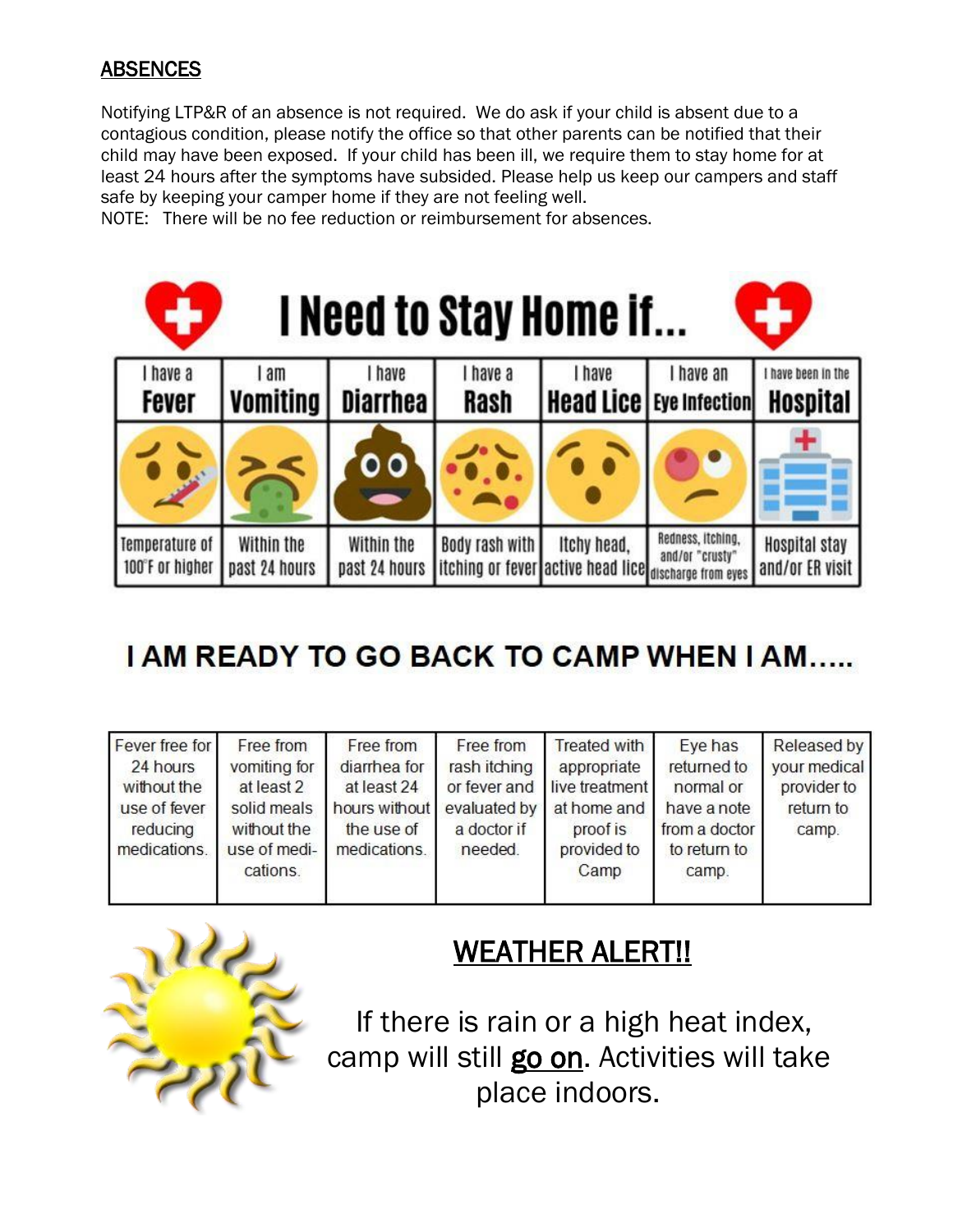## ABSENCES

Notifying LTP&R of an absence is not required. We do ask if your child is absent due to a contagious condition, please notify the office so that other parents can be notified that their child may have been exposed. If your child has been ill, we require them to stay home for at least 24 hours after the symptoms have subsided. Please help us keep our campers and staff safe by keeping your camper home if they are not feeling well.

NOTE: There will be no fee reduction or reimbursement for absences.

## I Need to Stay Home if...

| I have a Fever | I am Vomiting | I have Diarrhea | I have a Rash | I have Head Lice | I have an Eye Infection | I have been in the Hospital |
|---|---|---|---|---|---|---|
| Temperature of 100°F or higher | Within the past 24 hours | Within the past 24 hours | Body rash with itching or fever | Itchy head, active head lice | Redness, itching, and/or "crusty" discharge from eyes | Hospital stay and/or ER visit |

## I AM READY TO GO BACK TO CAMP WHEN I AM.....

| | | | | | | |
|---|---|---|---|---|---|---|
| Fever free for 24 hours without the use of fever reducing medications. | Free from vomiting for at least 2 solid meals without the use of medi-cations. | Free from diarrhea for at least 24 hours without the use of medications. | Free from rash itching or fever and evaluated by a doctor if needed. | Treated with appropriate live treatment at home and proof is provided to Camp | Eye has returned to normal or have a note from a doctor to return to camp. | Released by your medical provider to return to camp. |

## WEATHER ALERT!!

If there is rain or a high heat index, camp will still go on. Activities will take place indoors.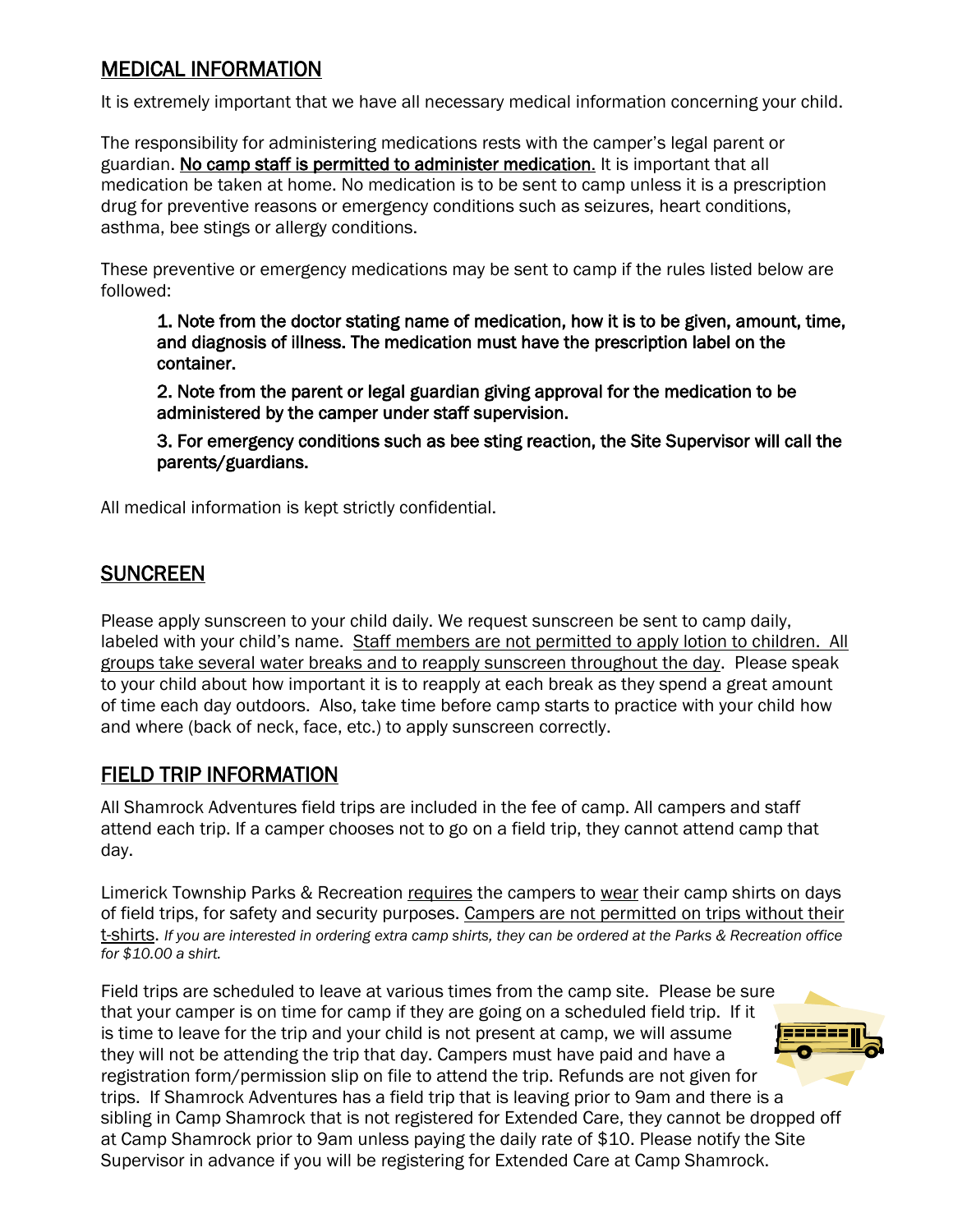## MEDICAL INFORMATION

It is extremely important that we have all necessary medical information concerning your child.

The responsibility for administering medications rests with the camper's legal parent or guardian. No camp staff is permitted to administer medication. It is important that all medication be taken at home. No medication is to be sent to camp unless it is a prescription drug for preventive reasons or emergency conditions such as seizures, heart conditions, asthma, bee stings or allergy conditions.

These preventive or emergency medications may be sent to camp if the rules listed below are followed:

1. Note from the doctor stating name of medication, how it is to be given, amount, time, and diagnosis of illness. The medication must have the prescription label on the container.
2. Note from the parent or legal guardian giving approval for the medication to be administered by the camper under staff supervision.
3. For emergency conditions such as bee sting reaction, the Site Supervisor will call the parents/guardians.

All medical information is kept strictly confidential.

## SUNCREEN

Please apply sunscreen to your child daily. We request sunscreen be sent to camp daily, labeled with your child's name. Staff members are not permitted to apply lotion to children. All groups take several water breaks and to reapply sunscreen throughout the day. Please speak to your child about how important it is to reapply at each break as they spend a great amount of time each day outdoors. Also, take time before camp starts to practice with your child how and where (back of neck, face, etc.) to apply sunscreen correctly.

## FIELD TRIP INFORMATION

All Shamrock Adventures field trips are included in the fee of camp. All campers and staff attend each trip. If a camper chooses not to go on a field trip, they cannot attend camp that day.

Limerick Township Parks & Recreation requires the campers to wear their camp shirts on days of field trips, for safety and security purposes. Campers are not permitted on trips without their t-shirts. *If you are interested in ordering extra camp shirts, they can be ordered at the Parks & Recreation office for $10.00 a shirt.*

Field trips are scheduled to leave at various times from the camp site. Please be sure that your camper is on time for camp if they are going on a scheduled field trip. If it is time to leave for the trip and your child is not present at camp, we will assume they will not be attending the trip that day. Campers must have paid and have a registration form/permission slip on file to attend the trip. Refunds are not given for trips. If Shamrock Adventures has a field trip that is leaving prior to 9am and there is a sibling in Camp Shamrock that is not registered for Extended Care, they cannot be dropped off at Camp Shamrock prior to 9am unless paying the daily rate of $10. Please notify the Site Supervisor in advance if you will be registering for Extended Care at Camp Shamrock.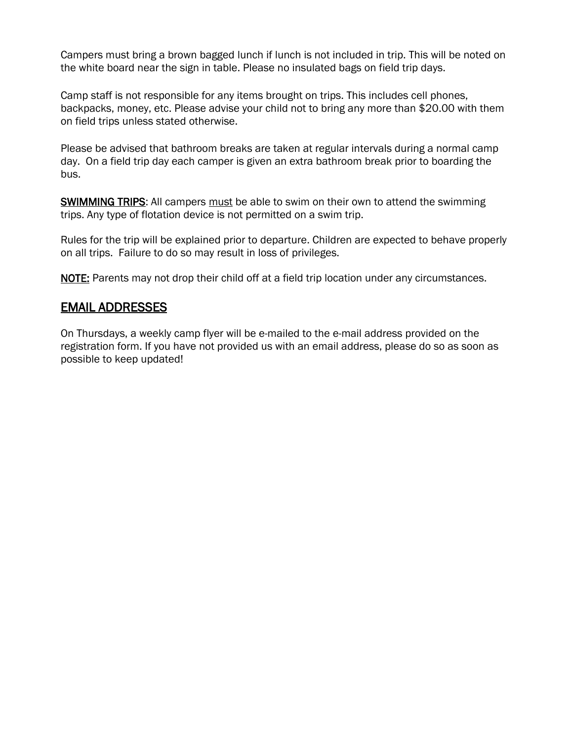Campers must bring a brown bagged lunch if lunch is not included in trip. This will be noted on the white board near the sign in table. Please no insulated bags on field trip days.

Camp staff is not responsible for any items brought on trips. This includes cell phones, backpacks, money, etc. Please advise your child not to bring any more than $20.00 with them on field trips unless stated otherwise.

Please be advised that bathroom breaks are taken at regular intervals during a normal camp day. On a field trip day each camper is given an extra bathroom break prior to boarding the bus.

**SWIMMING TRIPS**: All campers must be able to swim on their own to attend the swimming trips. Any type of flotation device is not permitted on a swim trip.

Rules for the trip will be explained prior to departure. Children are expected to behave properly on all trips. Failure to do so may result in loss of privileges.

**NOTE:** Parents may not drop their child off at a field trip location under any circumstances.

## EMAIL ADDRESSES

On Thursdays, a weekly camp flyer will be e-mailed to the e-mail address provided on the registration form. If you have not provided us with an email address, please do so as soon as possible to keep updated!